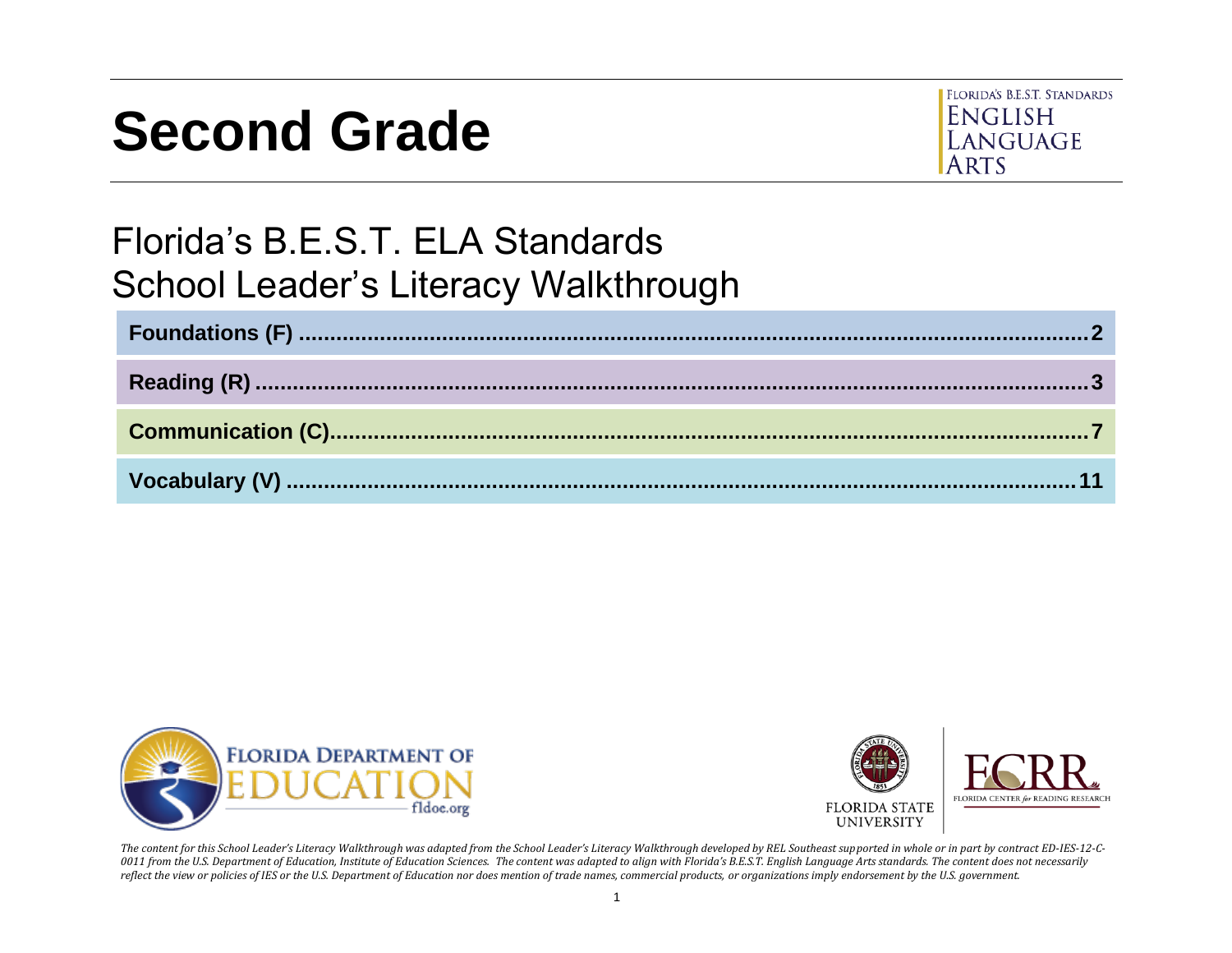# Second Grade

FLORIDA'S B.E.S.T. STANDARDS
ENGLISH LANGUAGE ARTS

## Florida's B.E.S.T. ELA Standards
## School Leader's Literacy Walkthrough

| | |
|---|---|
| **Foundations (F)** | **2** |
| **Reading (R)** | **3** |
| **Communication (C)** | **7** |
| **Vocabulary (V)** | **11** |

*The content for this School Leader's Literacy Walkthrough was adapted from the School Leader's Literacy Walkthrough developed by REL Southeast supported in whole or in part by contract ED-IES-12-C-0011 from the U.S. Department of Education, Institute of Education Sciences. The content was adapted to align with Florida's B.E.S.T. English Language Arts standards. The content does not necessarily reflect the view or policies of IES or the U.S. Department of Education nor does mention of trade names, commercial products, or organizations imply endorsement by the U.S. government.*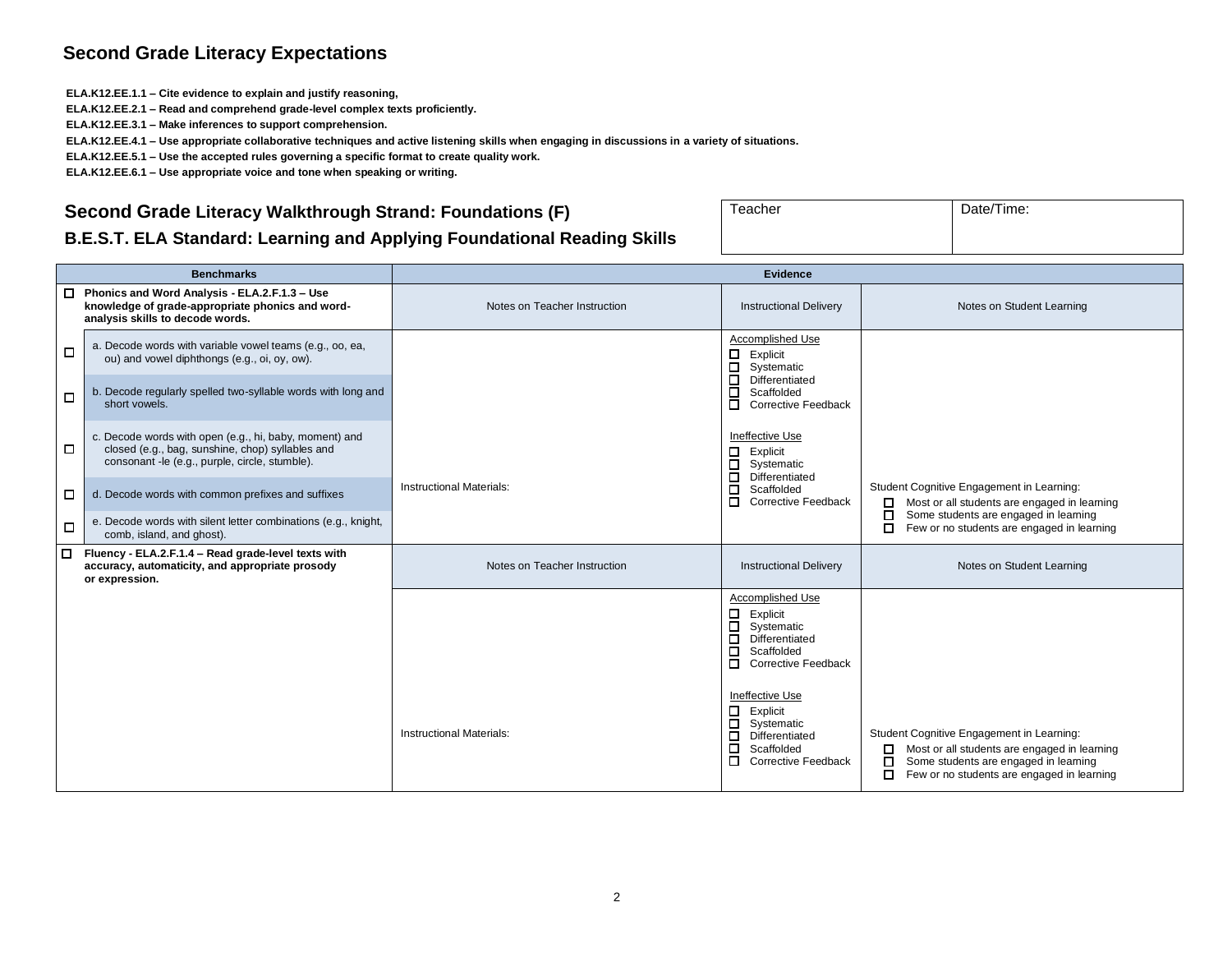## Second Grade Literacy Expectations

**ELA.K12.EE.1.1 – Cite evidence to explain and justify reasoning,**
**ELA.K12.EE.2.1 – Read and comprehend grade-level complex texts proficiently.**
**ELA.K12.EE.3.1 – Make inferences to support comprehension.**
**ELA.K12.EE.4.1 – Use appropriate collaborative techniques and active listening skills when engaging in discussions in a variety of situations.**
**ELA.K12.EE.5.1 – Use the accepted rules governing a specific format to create quality work.**
**ELA.K12.EE.6.1 – Use appropriate voice and tone when speaking or writing.**

### Second Grade Literacy Walkthrough Strand: Foundations (F)

### B.E.S.T. ELA Standard: Learning and Applying Foundational Reading Skills

| Teacher | Date/Time: |
|---|---|
| | |

| Benchmarks | Evidence | | |
|---|---|---|---|
| ☐ **Phonics and Word Analysis - ELA.2.F.1.3 – Use knowledge of grade-appropriate phonics and word-analysis skills to decode words.** | Notes on Teacher Instruction | Instructional Delivery | Notes on Student Learning |
| ☐ a. Decode words with variable vowel teams (e.g., oo, ea, ou) and vowel diphthongs (e.g., oi, oy, ow).<br>☐ b. Decode regularly spelled two-syllable words with long and short vowels.<br>☐ c. Decode words with open (e.g., hi, baby, moment) and closed (e.g., bag, sunshine, chop) syllables and consonant -le (e.g., purple, circle, stumble).<br>☐ d. Decode words with common prefixes and suffixes<br>☐ e. Decode words with silent letter combinations (e.g., knight, comb, island, and ghost). | Instructional Materials: | Accomplished Use<br>☐ Explicit<br>☐ Systematic<br>☐ Differentiated<br>☐ Scaffolded<br>☐ Corrective Feedback<br><br>Ineffective Use<br>☐ Explicit<br>☐ Systematic<br>☐ Differentiated<br>☐ Scaffolded<br>☐ Corrective Feedback | Student Cognitive Engagement in Learning:<br>☐ Most or all students are engaged in learning<br>☐ Some students are engaged in learning<br>☐ Few or no students are engaged in learning |
| ☐ **Fluency - ELA.2.F.1.4 – Read grade-level texts with accuracy, automaticity, and appropriate prosody or expression.** | Notes on Teacher Instruction | Instructional Delivery | Notes on Student Learning |
| | Instructional Materials: | Accomplished Use<br>☐ Explicit<br>☐ Systematic<br>☐ Differentiated<br>☐ Scaffolded<br>☐ Corrective Feedback<br><br>Ineffective Use<br>☐ Explicit<br>☐ Systematic<br>☐ Differentiated<br>☐ Scaffolded<br>☐ Corrective Feedback | Student Cognitive Engagement in Learning:<br>☐ Most or all students are engaged in learning<br>☐ Some students are engaged in learning<br>☐ Few or no students are engaged in learning |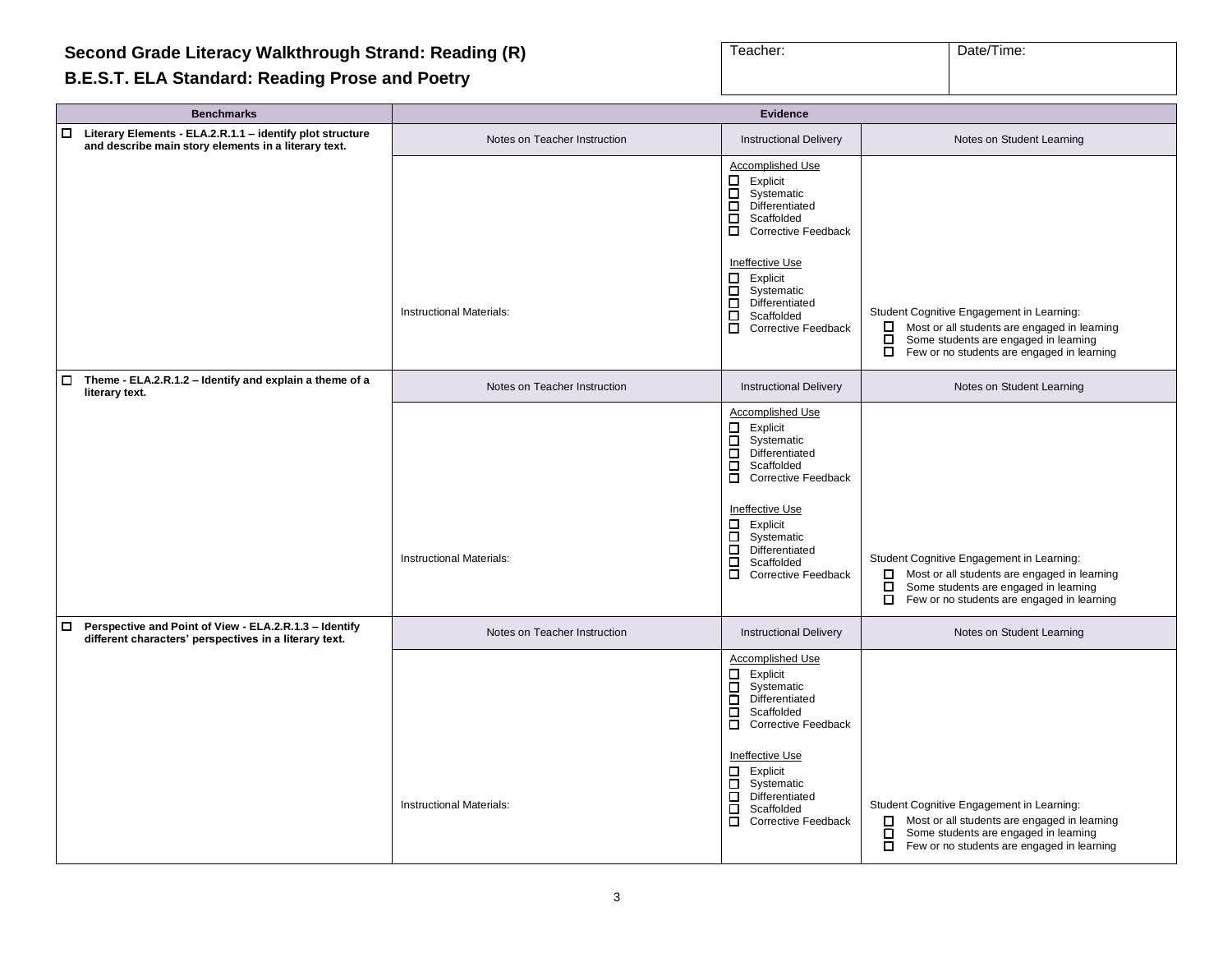**Second Grade Literacy Walkthrough Strand: Reading (R)**

**B.E.S.T. ELA Standard: Reading Prose and Poetry**

| Teacher: | Date/Time: |
|---|---|
| | |

| Benchmarks | Evidence | | |
|---|---|---|---|
| ☐ **Literary Elements - ELA.2.R.1.1 – identify plot structure and describe main story elements in a literary text.** | Notes on Teacher Instruction | Instructional Delivery | Notes on Student Learning |
| | Instructional Materials: | Accomplished Use<br>☐ Explicit<br>☐ Systematic<br>☐ Differentiated<br>☐ Scaffolded<br>☐ Corrective Feedback<br><br>Ineffective Use<br>☐ Explicit<br>☐ Systematic<br>☐ Differentiated<br>☐ Scaffolded<br>☐ Corrective Feedback | Student Cognitive Engagement in Learning:<br>☐ Most or all students are engaged in learning<br>☐ Some students are engaged in learning<br>☐ Few or no students are engaged in learning |
| ☐ **Theme - ELA.2.R.1.2 – Identify and explain a theme of a literary text.** | Notes on Teacher Instruction | Instructional Delivery | Notes on Student Learning |
| | Instructional Materials: | Accomplished Use<br>☐ Explicit<br>☐ Systematic<br>☐ Differentiated<br>☐ Scaffolded<br>☐ Corrective Feedback<br><br>Ineffective Use<br>☐ Explicit<br>☐ Systematic<br>☐ Differentiated<br>☐ Scaffolded<br>☐ Corrective Feedback | Student Cognitive Engagement in Learning:<br>☐ Most or all students are engaged in learning<br>☐ Some students are engaged in learning<br>☐ Few or no students are engaged in learning |
| ☐ **Perspective and Point of View - ELA.2.R.1.3 – Identify different characters' perspectives in a literary text.** | Notes on Teacher Instruction | Instructional Delivery | Notes on Student Learning |
| | Instructional Materials: | Accomplished Use<br>☐ Explicit<br>☐ Systematic<br>☐ Differentiated<br>☐ Scaffolded<br>☐ Corrective Feedback<br><br>Ineffective Use<br>☐ Explicit<br>☐ Systematic<br>☐ Differentiated<br>☐ Scaffolded<br>☐ Corrective Feedback | Student Cognitive Engagement in Learning:<br>☐ Most or all students are engaged in learning<br>☐ Some students are engaged in learning<br>☐ Few or no students are engaged in learning |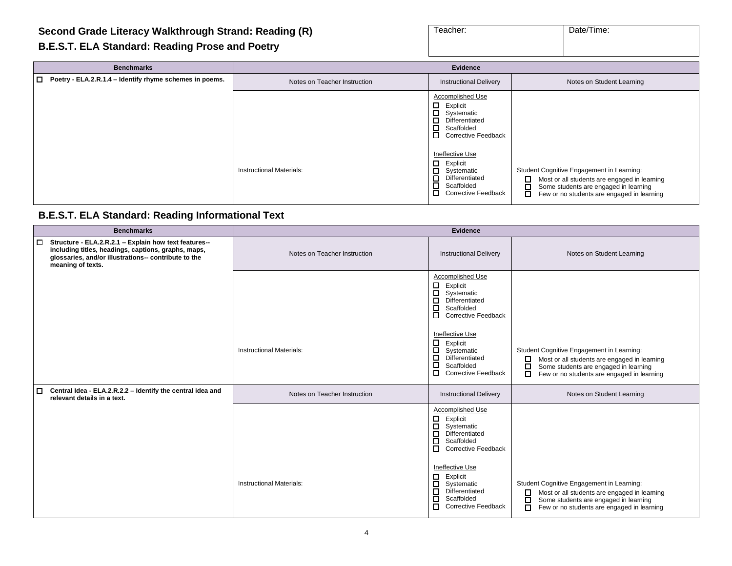## Second Grade Literacy Walkthrough Strand: Reading (R)

### B.E.S.T. ELA Standard: Reading Prose and Poetry

| Teacher: | Date/Time: |
|---|---|
| | |

| Benchmarks | Evidence | | |
|---|---|---|---|
| ☐ **Poetry - ELA.2.R.1.4 – Identify rhyme schemes in poems.** | Notes on Teacher Instruction | Instructional Delivery | Notes on Student Learning |
| | Instructional Materials: | Accomplished Use<br>☐ Explicit<br>☐ Systematic<br>☐ Differentiated<br>☐ Scaffolded<br>☐ Corrective Feedback<br><br>Ineffective Use<br>☐ Explicit<br>☐ Systematic<br>☐ Differentiated<br>☐ Scaffolded<br>☐ Corrective Feedback | Student Cognitive Engagement in Learning:<br>☐ Most or all students are engaged in learning<br>☐ Some students are engaged in learning<br>☐ Few or no students are engaged in learning |

### B.E.S.T. ELA Standard: Reading Informational Text

| Benchmarks | Evidence | | |
|---|---|---|---|
| ☐ **Structure - ELA.2.R.2.1 – Explain how text features-- including titles, headings, captions, graphs, maps, glossaries, and/or illustrations-- contribute to the meaning of texts.** | Notes on Teacher Instruction | Instructional Delivery | Notes on Student Learning |
| | Instructional Materials: | Accomplished Use<br>☐ Explicit<br>☐ Systematic<br>☐ Differentiated<br>☐ Scaffolded<br>☐ Corrective Feedback<br><br>Ineffective Use<br>☐ Explicit<br>☐ Systematic<br>☐ Differentiated<br>☐ Scaffolded<br>☐ Corrective Feedback | Student Cognitive Engagement in Learning:<br>☐ Most or all students are engaged in learning<br>☐ Some students are engaged in learning<br>☐ Few or no students are engaged in learning |
| ☐ **Central Idea - ELA.2.R.2.2 – Identify the central idea and relevant details in a text.** | Notes on Teacher Instruction | Instructional Delivery | Notes on Student Learning |
| | Instructional Materials: | Accomplished Use<br>☐ Explicit<br>☐ Systematic<br>☐ Differentiated<br>☐ Scaffolded<br>☐ Corrective Feedback<br><br>Ineffective Use<br>☐ Explicit<br>☐ Systematic<br>☐ Differentiated<br>☐ Scaffolded<br>☐ Corrective Feedback | Student Cognitive Engagement in Learning:<br>☐ Most or all students are engaged in learning<br>☐ Some students are engaged in learning<br>☐ Few or no students are engaged in learning |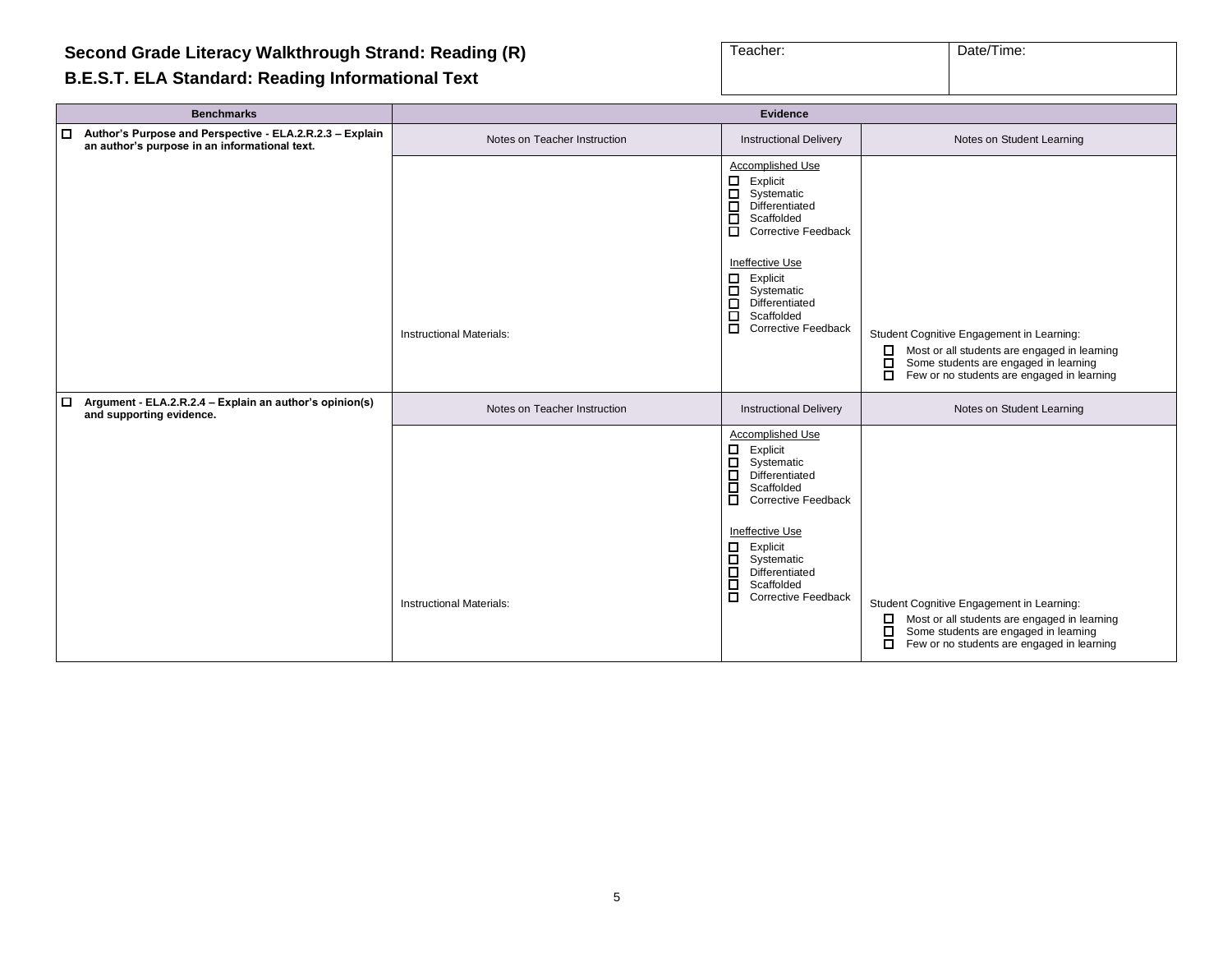**Second Grade Literacy Walkthrough Strand: Reading (R)**

**B.E.S.T. ELA Standard: Reading Informational Text**

| Teacher: | Date/Time: |
| --- | --- |
| | |

| Benchmarks | Evidence | | |
| --- | --- | --- | --- |
| ☐ **Author's Purpose and Perspective - ELA.2.R.2.3 – Explain an author's purpose in an informational text.** | Notes on Teacher Instruction | Instructional Delivery | Notes on Student Learning |
| | Instructional Materials: | Accomplished Use<br>☐ Explicit<br>☐ Systematic<br>☐ Differentiated<br>☐ Scaffolded<br>☐ Corrective Feedback<br><br>Ineffective Use<br>☐ Explicit<br>☐ Systematic<br>☐ Differentiated<br>☐ Scaffolded<br>☐ Corrective Feedback | Student Cognitive Engagement in Learning:<br>☐ Most or all students are engaged in learning<br>☐ Some students are engaged in learning<br>☐ Few or no students are engaged in learning |
| ☐ **Argument - ELA.2.R.2.4 – Explain an author's opinion(s) and supporting evidence.** | Notes on Teacher Instruction | Instructional Delivery | Notes on Student Learning |
| | Instructional Materials: | Accomplished Use<br>☐ Explicit<br>☐ Systematic<br>☐ Differentiated<br>☐ Scaffolded<br>☐ Corrective Feedback<br><br>Ineffective Use<br>☐ Explicit<br>☐ Systematic<br>☐ Differentiated<br>☐ Scaffolded<br>☐ Corrective Feedback | Student Cognitive Engagement in Learning:<br>☐ Most or all students are engaged in learning<br>☐ Some students are engaged in learning<br>☐ Few or no students are engaged in learning |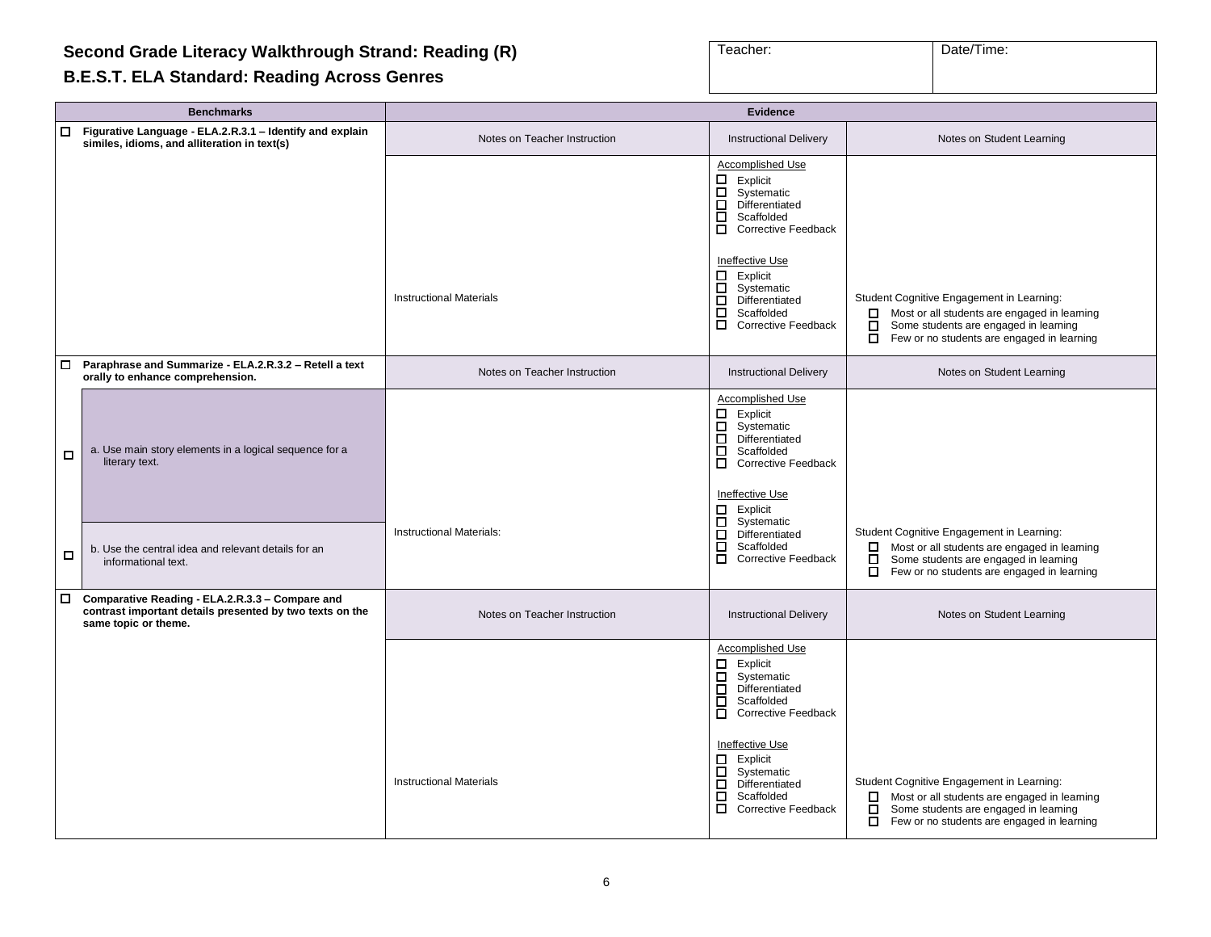# Second Grade Literacy Walkthrough Strand: Reading (R)

## B.E.S.T. ELA Standard: Reading Across Genres

| Teacher: | Date/Time: |
|---|---|
| | |

| Benchmarks | Evidence | | |
|---|---|---|---|
| ☐ **Figurative Language - ELA.2.R.3.1 – Identify and explain similes, idioms, and alliteration in text(s)** | Notes on Teacher Instruction | Instructional Delivery | Notes on Student Learning |
| | Instructional Materials | Accomplished Use<br>☐ Explicit<br>☐ Systematic<br>☐ Differentiated<br>☐ Scaffolded<br>☐ Corrective Feedback<br><br>Ineffective Use<br>☐ Explicit<br>☐ Systematic<br>☐ Differentiated<br>☐ Scaffolded<br>☐ Corrective Feedback | Student Cognitive Engagement in Learning:<br>☐ Most or all students are engaged in learning<br>☐ Some students are engaged in learning<br>☐ Few or no students are engaged in learning |
| ☐ **Paraphrase and Summarize - ELA.2.R.3.2 – Retell a text orally to enhance comprehension.** | Notes on Teacher Instruction | Instructional Delivery | Notes on Student Learning |
| ☐ a. Use main story elements in a logical sequence for a literary text.<br><br>☐ b. Use the central idea and relevant details for an informational text. | Instructional Materials: | Accomplished Use<br>☐ Explicit<br>☐ Systematic<br>☐ Differentiated<br>☐ Scaffolded<br>☐ Corrective Feedback<br><br>Ineffective Use<br>☐ Explicit<br>☐ Systematic<br>☐ Differentiated<br>☐ Scaffolded<br>☐ Corrective Feedback | Student Cognitive Engagement in Learning:<br>☐ Most or all students are engaged in learning<br>☐ Some students are engaged in learning<br>☐ Few or no students are engaged in learning |
| ☐ **Comparative Reading - ELA.2.R.3.3 – Compare and contrast important details presented by two texts on the same topic or theme.** | Notes on Teacher Instruction | Instructional Delivery | Notes on Student Learning |
| | Instructional Materials | Accomplished Use<br>☐ Explicit<br>☐ Systematic<br>☐ Differentiated<br>☐ Scaffolded<br>☐ Corrective Feedback<br><br>Ineffective Use<br>☐ Explicit<br>☐ Systematic<br>☐ Differentiated<br>☐ Scaffolded<br>☐ Corrective Feedback | Student Cognitive Engagement in Learning:<br>☐ Most or all students are engaged in learning<br>☐ Some students are engaged in learning<br>☐ Few or no students are engaged in learning |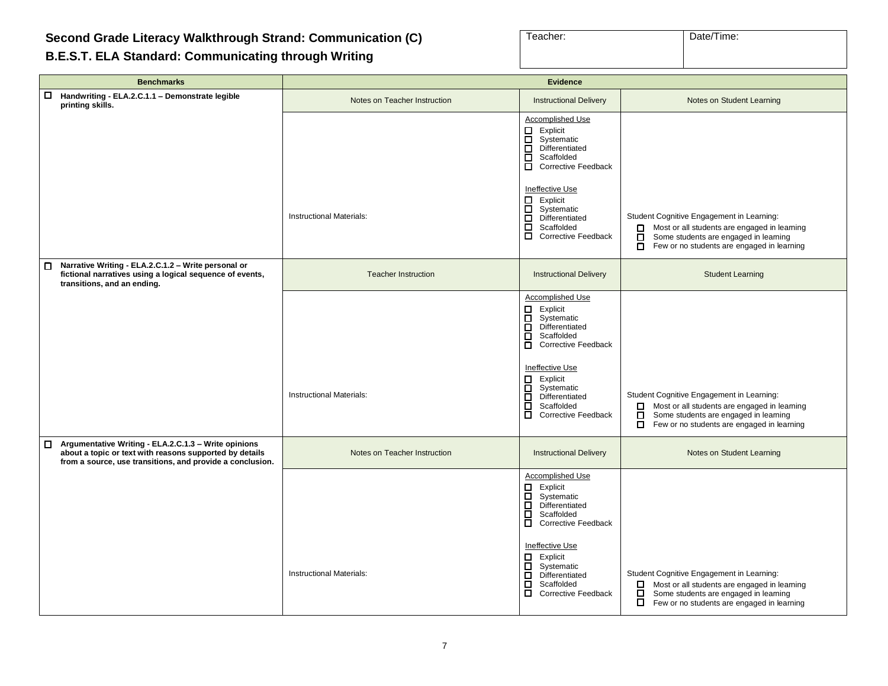## Second Grade Literacy Walkthrough Strand: Communication (C)

## B.E.S.T. ELA Standard: Communicating through Writing

| Teacher: | Date/Time: |
|---|---|
| | |

| Benchmarks | Evidence | | |
|---|---|---|---|
| ☐ **Handwriting - ELA.2.C.1.1 – Demonstrate legible printing skills.** | Notes on Teacher Instruction | Instructional Delivery | Notes on Student Learning |
| | Instructional Materials: | Accomplished Use<br>☐ Explicit<br>☐ Systematic<br>☐ Differentiated<br>☐ Scaffolded<br>☐ Corrective Feedback<br><br>Ineffective Use<br>☐ Explicit<br>☐ Systematic<br>☐ Differentiated<br>☐ Scaffolded<br>☐ Corrective Feedback | Student Cognitive Engagement in Learning:<br>☐ Most or all students are engaged in learning<br>☐ Some students are engaged in learning<br>☐ Few or no students are engaged in learning |
| ☐ **Narrative Writing - ELA.2.C.1.2 – Write personal or fictional narratives using a logical sequence of events, transitions, and an ending.** | Teacher Instruction | Instructional Delivery | Student Learning |
| | Instructional Materials: | Accomplished Use<br>☐ Explicit<br>☐ Systematic<br>☐ Differentiated<br>☐ Scaffolded<br>☐ Corrective Feedback<br><br>Ineffective Use<br>☐ Explicit<br>☐ Systematic<br>☐ Differentiated<br>☐ Scaffolded<br>☐ Corrective Feedback | Student Cognitive Engagement in Learning:<br>☐ Most or all students are engaged in learning<br>☐ Some students are engaged in learning<br>☐ Few or no students are engaged in learning |
| ☐ **Argumentative Writing - ELA.2.C.1.3 – Write opinions about a topic or text with reasons supported by details from a source, use transitions, and provide a conclusion.** | Notes on Teacher Instruction | Instructional Delivery | Notes on Student Learning |
| | Instructional Materials: | Accomplished Use<br>☐ Explicit<br>☐ Systematic<br>☐ Differentiated<br>☐ Scaffolded<br>☐ Corrective Feedback<br><br>Ineffective Use<br>☐ Explicit<br>☐ Systematic<br>☐ Differentiated<br>☐ Scaffolded<br>☐ Corrective Feedback | Student Cognitive Engagement in Learning:<br>☐ Most or all students are engaged in learning<br>☐ Some students are engaged in learning<br>☐ Few or no students are engaged in learning |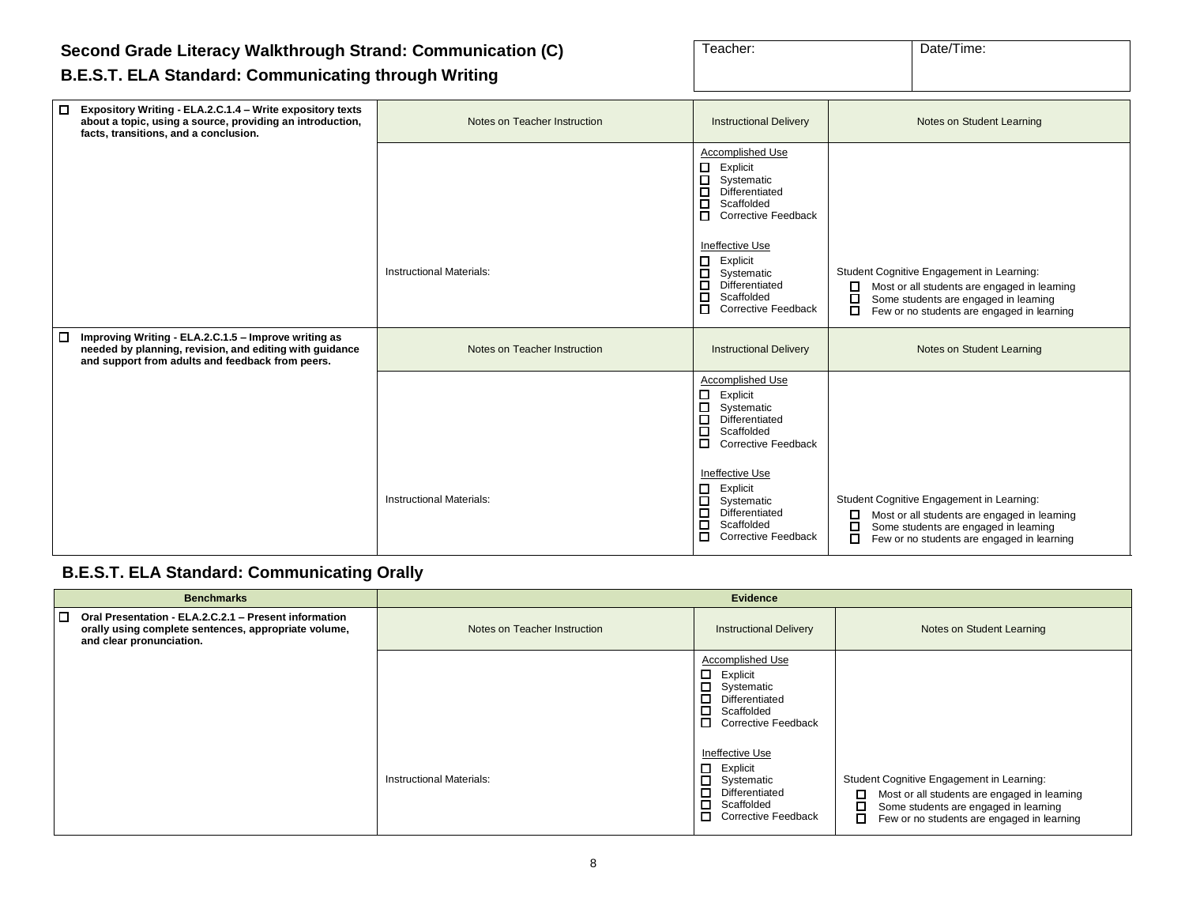## Second Grade Literacy Walkthrough Strand: Communication (C)

### B.E.S.T. ELA Standard: Communicating through Writing

| Teacher: | Date/Time: |
|---|---|
| | |

| Benchmarks | Notes on Teacher Instruction | Instructional Delivery | Notes on Student Learning |
|---|---|---|---|
| ☐ **Expository Writing - ELA.2.C.1.4 – Write expository texts about a topic, using a source, providing an introduction, facts, transitions, and a conclusion.** | Instructional Materials: | Accomplished Use<br>☐ Explicit<br>☐ Systematic<br>☐ Differentiated<br>☐ Scaffolded<br>☐ Corrective Feedback<br><br>Ineffective Use<br>☐ Explicit<br>☐ Systematic<br>☐ Differentiated<br>☐ Scaffolded<br>☐ Corrective Feedback | Student Cognitive Engagement in Learning:<br>☐ Most or all students are engaged in learning<br>☐ Some students are engaged in learning<br>☐ Few or no students are engaged in learning |
| ☐ **Improving Writing - ELA.2.C.1.5 – Improve writing as needed by planning, revision, and editing with guidance and support from adults and feedback from peers.** | Instructional Materials: | Accomplished Use<br>☐ Explicit<br>☐ Systematic<br>☐ Differentiated<br>☐ Scaffolded<br>☐ Corrective Feedback<br><br>Ineffective Use<br>☐ Explicit<br>☐ Systematic<br>☐ Differentiated<br>☐ Scaffolded<br>☐ Corrective Feedback | Student Cognitive Engagement in Learning:<br>☐ Most or all students are engaged in learning<br>☐ Some students are engaged in learning<br>☐ Few or no students are engaged in learning |

### B.E.S.T. ELA Standard: Communicating Orally

| Benchmarks | Evidence | | |
|---|---|---|---|
| | Notes on Teacher Instruction | Instructional Delivery | Notes on Student Learning |
| ☐ **Oral Presentation - ELA.2.C.2.1 – Present information orally using complete sentences, appropriate volume, and clear pronunciation.** | Instructional Materials: | Accomplished Use<br>☐ Explicit<br>☐ Systematic<br>☐ Differentiated<br>☐ Scaffolded<br>☐ Corrective Feedback<br><br>Ineffective Use<br>☐ Explicit<br>☐ Systematic<br>☐ Differentiated<br>☐ Scaffolded<br>☐ Corrective Feedback | Student Cognitive Engagement in Learning:<br>☐ Most or all students are engaged in learning<br>☐ Some students are engaged in learning<br>☐ Few or no students are engaged in learning |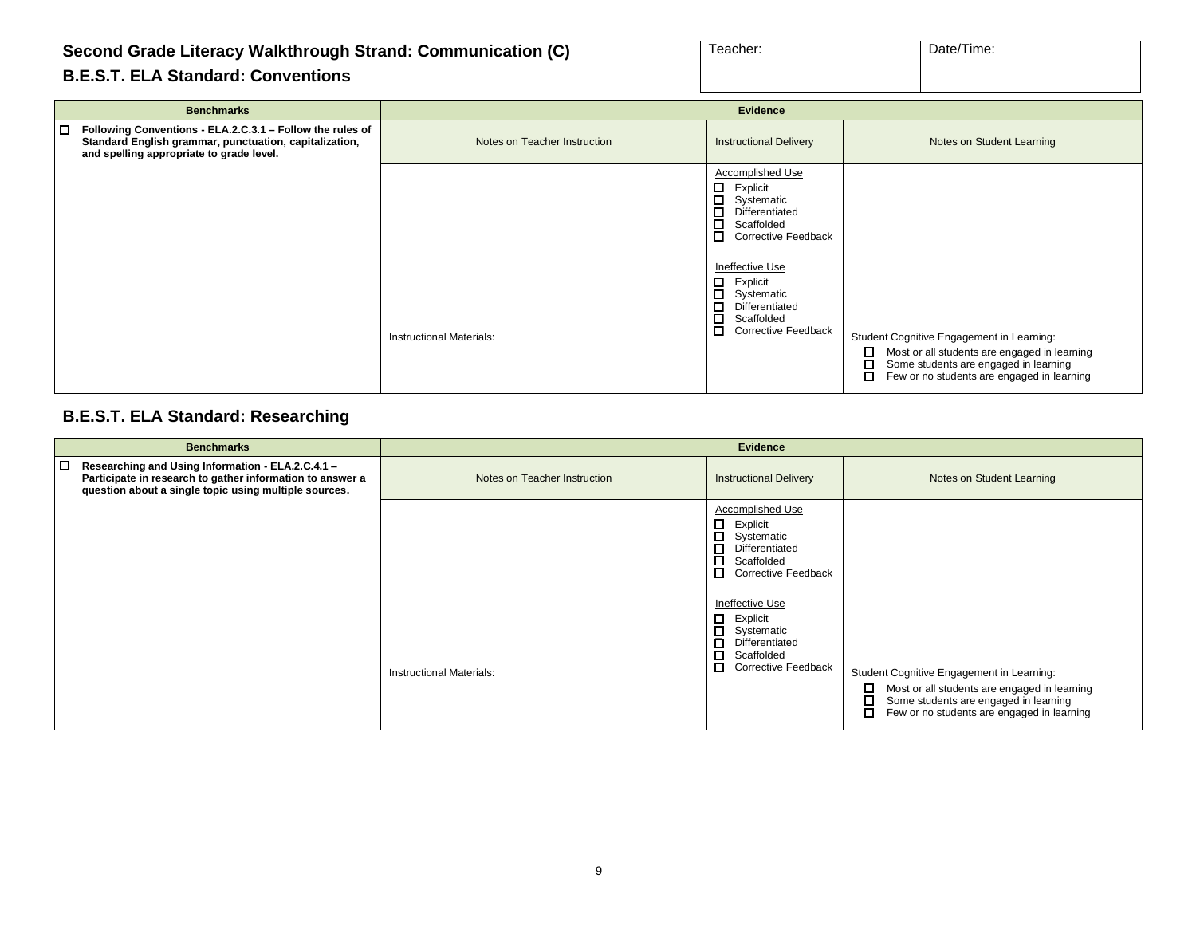## Second Grade Literacy Walkthrough Strand: Communication (C)

### B.E.S.T. ELA Standard: Conventions

| Teacher: | Date/Time: |
|---|---|
| | |

| Benchmarks | Evidence | | |
|---|---|---|---|
| ☐ **Following Conventions - ELA.2.C.3.1 – Follow the rules of Standard English grammar, punctuation, capitalization, and spelling appropriate to grade level.** | Notes on Teacher Instruction | Instructional Delivery | Notes on Student Learning |
| | Instructional Materials: | Accomplished Use<br>☐ Explicit<br>☐ Systematic<br>☐ Differentiated<br>☐ Scaffolded<br>☐ Corrective Feedback<br><br>Ineffective Use<br>☐ Explicit<br>☐ Systematic<br>☐ Differentiated<br>☐ Scaffolded<br>☐ Corrective Feedback | Student Cognitive Engagement in Learning:<br>☐ Most or all students are engaged in learning<br>☐ Some students are engaged in learning<br>☐ Few or no students are engaged in learning |

### B.E.S.T. ELA Standard: Researching

| Benchmarks | Evidence | | |
|---|---|---|---|
| ☐ **Researching and Using Information - ELA.2.C.4.1 – Participate in research to gather information to answer a question about a single topic using multiple sources.** | Notes on Teacher Instruction | Instructional Delivery | Notes on Student Learning |
| | Instructional Materials: | Accomplished Use<br>☐ Explicit<br>☐ Systematic<br>☐ Differentiated<br>☐ Scaffolded<br>☐ Corrective Feedback<br><br>Ineffective Use<br>☐ Explicit<br>☐ Systematic<br>☐ Differentiated<br>☐ Scaffolded<br>☐ Corrective Feedback | Student Cognitive Engagement in Learning:<br>☐ Most or all students are engaged in learning<br>☐ Some students are engaged in learning<br>☐ Few or no students are engaged in learning |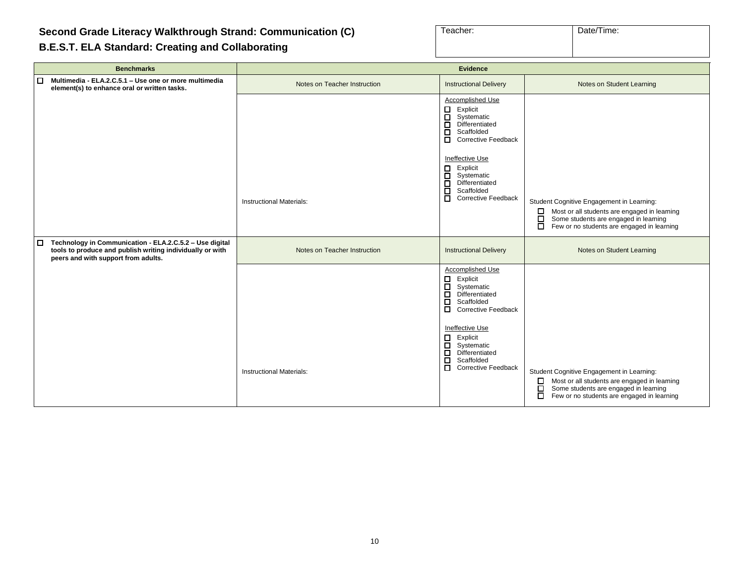# Second Grade Literacy Walkthrough Strand: Communication (C)

## B.E.S.T. ELA Standard: Creating and Collaborating

| Teacher: | Date/Time: |
| --- | --- |
| | |

| Benchmarks | Evidence | | |
| --- | --- | --- | --- |
| ☐ **Multimedia - ELA.2.C.5.1 – Use one or more multimedia element(s) to enhance oral or written tasks.** | Notes on Teacher Instruction | Instructional Delivery | Notes on Student Learning |
| | Instructional Materials: | Accomplished Use<br>☐ Explicit<br>☐ Systematic<br>☐ Differentiated<br>☐ Scaffolded<br>☐ Corrective Feedback<br><br>Ineffective Use<br>☐ Explicit<br>☐ Systematic<br>☐ Differentiated<br>☐ Scaffolded<br>☐ Corrective Feedback | Student Cognitive Engagement in Learning:<br>☐ Most or all students are engaged in learning<br>☐ Some students are engaged in learning<br>☐ Few or no students are engaged in learning |
| ☐ **Technology in Communication - ELA.2.C.5.2 – Use digital tools to produce and publish writing individually or with peers and with support from adults.** | Notes on Teacher Instruction | Instructional Delivery | Notes on Student Learning |
| | Instructional Materials: | Accomplished Use<br>☐ Explicit<br>☐ Systematic<br>☐ Differentiated<br>☐ Scaffolded<br>☐ Corrective Feedback<br><br>Ineffective Use<br>☐ Explicit<br>☐ Systematic<br>☐ Differentiated<br>☐ Scaffolded<br>☐ Corrective Feedback | Student Cognitive Engagement in Learning:<br>☐ Most or all students are engaged in learning<br>☐ Some students are engaged in learning<br>☐ Few or no students are engaged in learning |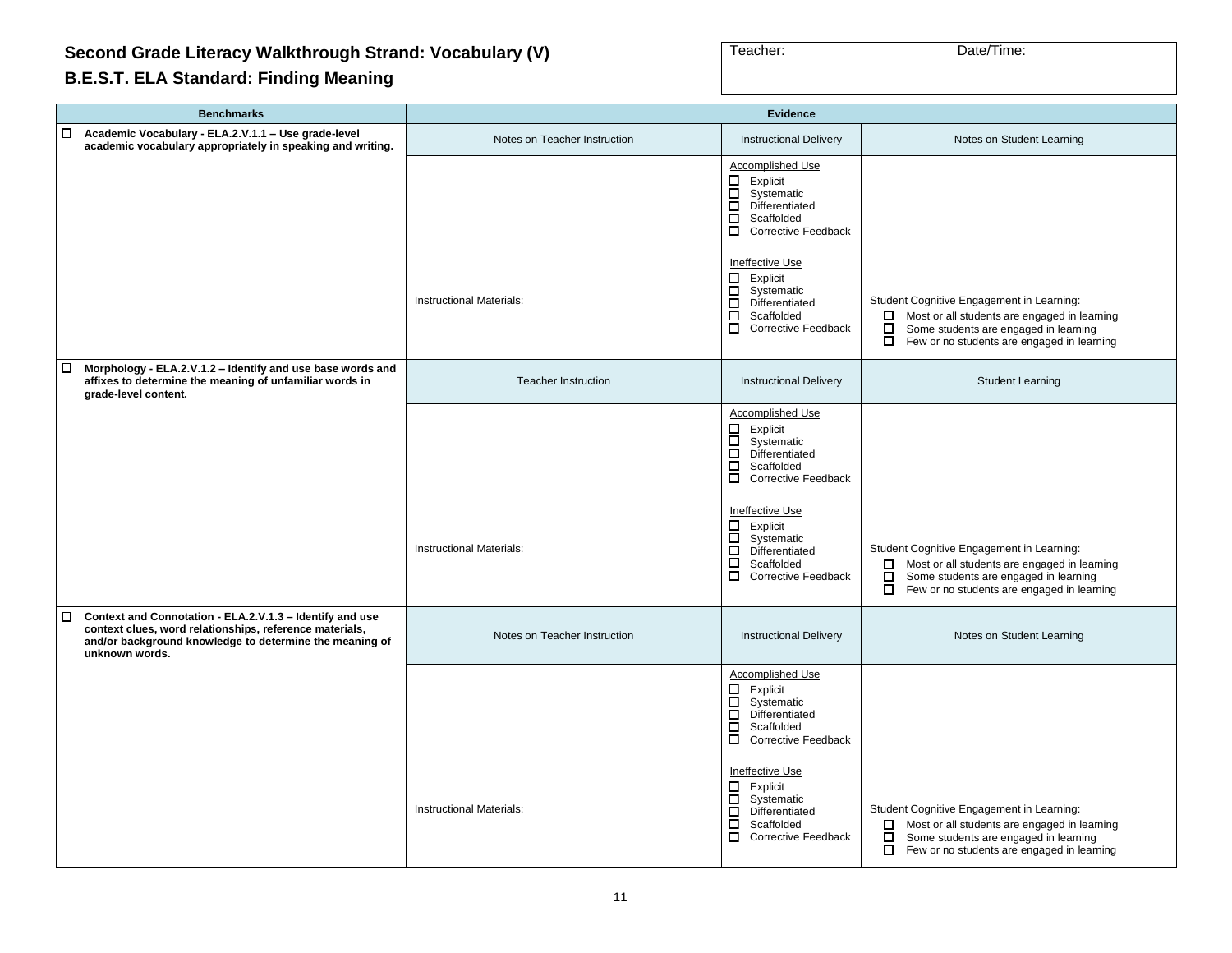# Second Grade Literacy Walkthrough Strand: Vocabulary (V)

## B.E.S.T. ELA Standard: Finding Meaning

| Teacher: | Date/Time: |
|---|---|
| | |

| Benchmarks | Evidence | | |
|---|---|---|---|
| ☐ **Academic Vocabulary - ELA.2.V.1.1 – Use grade-level academic vocabulary appropriately in speaking and writing.** | Notes on Teacher Instruction | Instructional Delivery | Notes on Student Learning |
| | Instructional Materials: | Accomplished Use<br>☐ Explicit<br>☐ Systematic<br>☐ Differentiated<br>☐ Scaffolded<br>☐ Corrective Feedback<br><br>Ineffective Use<br>☐ Explicit<br>☐ Systematic<br>☐ Differentiated<br>☐ Scaffolded<br>☐ Corrective Feedback | Student Cognitive Engagement in Learning:<br>☐ Most or all students are engaged in learning<br>☐ Some students are engaged in learning<br>☐ Few or no students are engaged in learning |
| ☐ **Morphology - ELA.2.V.1.2 – Identify and use base words and affixes to determine the meaning of unfamiliar words in grade-level content.** | Teacher Instruction | Instructional Delivery | Student Learning |
| | Instructional Materials: | Accomplished Use<br>☐ Explicit<br>☐ Systematic<br>☐ Differentiated<br>☐ Scaffolded<br>☐ Corrective Feedback<br><br>Ineffective Use<br>☐ Explicit<br>☐ Systematic<br>☐ Differentiated<br>☐ Scaffolded<br>☐ Corrective Feedback | Student Cognitive Engagement in Learning:<br>☐ Most or all students are engaged in learning<br>☐ Some students are engaged in learning<br>☐ Few or no students are engaged in learning |
| ☐ **Context and Connotation - ELA.2.V.1.3 – Identify and use context clues, word relationships, reference materials, and/or background knowledge to determine the meaning of unknown words.** | Notes on Teacher Instruction | Instructional Delivery | Notes on Student Learning |
| | Instructional Materials: | Accomplished Use<br>☐ Explicit<br>☐ Systematic<br>☐ Differentiated<br>☐ Scaffolded<br>☐ Corrective Feedback<br><br>Ineffective Use<br>☐ Explicit<br>☐ Systematic<br>☐ Differentiated<br>☐ Scaffolded<br>☐ Corrective Feedback | Student Cognitive Engagement in Learning:<br>☐ Most or all students are engaged in learning<br>☐ Some students are engaged in learning<br>☐ Few or no students are engaged in learning |